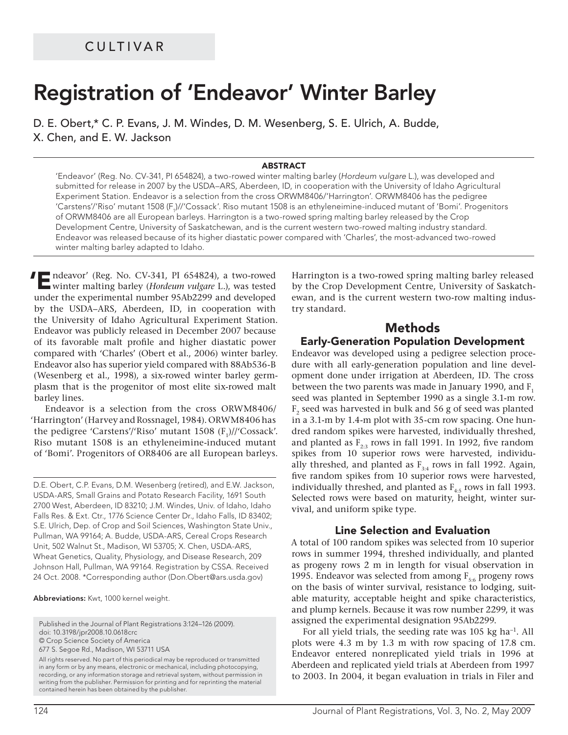CULTIVAR

# Registration of 'Endeavor' Winter Barley

D. E. Obert,* C. P. Evans, J. M. Windes, D. M. Wesenberg, S. E. Ulrich, A. Budde, X. Chen, and E. W. Jackson

**ABSTRACT**

'Endeavor' (Reg. No. CV-341, PI 654824), a two-rowed winter malting barley (*Hordeum vulgare* L.), was developed and submitted for release in 2007 by the USDA–ARS, Aberdeen, ID, in cooperation with the University of Idaho Agricultural Experiment Station. Endeavor is a selection from the cross ORWM8406/'Harrington'. ORWM8406 has the pedigree 'Carstens'/'Riso' mutant 1508 ($F_1$)//'Cossack'. Riso mutant 1508 is an ethyleneimine-induced mutant of 'Bomi'. Progenitors of ORWM8406 are all European barleys. Harrington is a two-rowed spring malting barley released by the Crop Development Centre, University of Saskatchewan, and is the current western two-rowed malting industry standard. Endeavor was released because of its higher diastatic power compared with 'Charles', the most-advanced two-rowed winter malting barley adapted to Idaho.

'Endeavor' (Reg. No. CV-341, PI 654824), a two-rowed winter malting barley (*Hordeum vulgare* L.), was tested under the experimental number 95Ab2299 and developed by the USDA–ARS, Aberdeen, ID, in cooperation with the University of Idaho Agricultural Experiment Station. Endeavor was publicly released in December 2007 because of its favorable malt profile and higher diastatic power compared with 'Charles' (Obert et al., 2006) winter barley. Endeavor also has superior yield compared with 88Ab536-B (Wesenberg et al., 1998), a six-rowed winter barley germplasm that is the progenitor of most elite six-rowed malt barley lines.

Endeavor is a selection from the cross ORWM8406/'Harrington' (Harvey and Rossnagel, 1984). ORWM8406 has the pedigree 'Carstens'/'Riso' mutant 1508 ($F_1$)//'Cossack'. Riso mutant 1508 is an ethyleneimine-induced mutant of 'Bomi'. Progenitors of OR8406 are all European barleys. Harrington is a two-rowed spring malting barley released by the Crop Development Centre, University of Saskatchewan, and is the current western two-row malting industry standard.

D.E. Obert, C.P. Evans, D.M. Wesenberg (retired), and E.W. Jackson, USDA-ARS, Small Grains and Potato Research Facility, 1691 South 2700 West, Aberdeen, ID 83210; J.M. Windes, Univ. of Idaho, Idaho Falls Res. & Ext. Ctr., 1776 Science Center Dr., Idaho Falls, ID 83402; S.E. Ulrich, Dep. of Crop and Soil Sciences, Washington State Univ., Pullman, WA 99164; A. Budde, USDA-ARS, Cereal Crops Research Unit, 502 Walnut St., Madison, WI 53705; X. Chen, USDA-ARS, Wheat Genetics, Quality, Physiology, and Disease Research, 209 Johnson Hall, Pullman, WA 99164. Registration by CSSA. Received 24 Oct. 2008. *Corresponding author (Don.Obert@ars.usda.gov)

**Abbreviations:** Kwt, 1000 kernel weight.

Published in the Journal of Plant Registrations 3:124–126 (2009).
doi: 10.3198/jpr2008.10.0618crc
© Crop Science Society of America
677 S. Segoe Rd., Madison, WI 53711 USA

All rights reserved. No part of this periodical may be reproduced or transmitted in any form or by any means, electronic or mechanical, including photocopying, recording, or any information storage and retrieval system, without permission in writing from the publisher. Permission for printing and for reprinting the material contained herein has been obtained by the publisher.

## Methods

### Early-Generation Population Development

Endeavor was developed using a pedigree selection procedure with all early-generation population and line development done under irrigation at Aberdeen, ID. The cross between the two parents was made in January 1990, and $F_1$ seed was planted in September 1990 as a single 3.1-m row. $F_2$ seed was harvested in bulk and 56 g of seed was planted in a 3.1-m by 1.4-m plot with 35-cm row spacing. One hundred random spikes were harvested, individually threshed, and planted as $F_{2:3}$ rows in fall 1991. In 1992, five random spikes from 10 superior rows were harvested, individually threshed, and planted as $F_{3:4}$ rows in fall 1992. Again, five random spikes from 10 superior rows were harvested, individually threshed, and planted as $F_{4:5}$ rows in fall 1993. Selected rows were based on maturity, height, winter survival, and uniform spike type.

### Line Selection and Evaluation

A total of 100 random spikes was selected from 10 superior rows in summer 1994, threshed individually, and planted as progeny rows 2 m in length for visual observation in 1995. Endeavor was selected from among $F_{5:6}$ progeny rows on the basis of winter survival, resistance to lodging, suitable maturity, acceptable height and spike characteristics, and plump kernels. Because it was row number 2299, it was assigned the experimental designation 95Ab2299.

For all yield trials, the seeding rate was 105 kg ha$^{-1}$. All plots were 4.3 m by 1.3 m with row spacing of 17.8 cm. Endeavor entered nonreplicated yield trials in 1996 at Aberdeen and replicated yield trials at Aberdeen from 1997 to 2003. In 2004, it began evaluation in trials in Filer and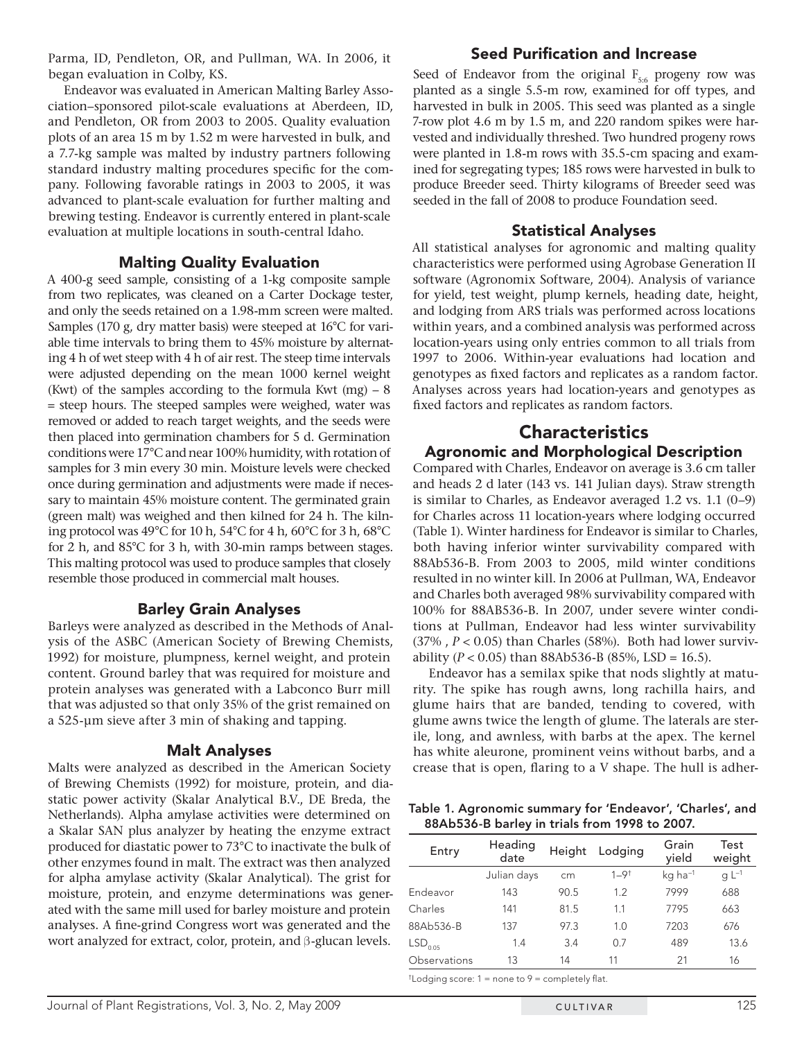Parma, ID, Pendleton, OR, and Pullman, WA. In 2006, it began evaluation in Colby, KS.

Endeavor was evaluated in American Malting Barley Association–sponsored pilot-scale evaluations at Aberdeen, ID, and Pendleton, OR from 2003 to 2005. Quality evaluation plots of an area 15 m by 1.52 m were harvested in bulk, and a 7.7-kg sample was malted by industry partners following standard industry malting procedures specific for the company. Following favorable ratings in 2003 to 2005, it was advanced to plant-scale evaluation for further malting and brewing testing. Endeavor is currently entered in plant-scale evaluation at multiple locations in south-central Idaho.

## Malting Quality Evaluation

A 400-g seed sample, consisting of a 1-kg composite sample from two replicates, was cleaned on a Carter Dockage tester, and only the seeds retained on a 1.98-mm screen were malted. Samples (170 g, dry matter basis) were steeped at 16°C for variable time intervals to bring them to 45% moisture by alternating 4 h of wet steep with 4 h of air rest. The steep time intervals were adjusted depending on the mean 1000 kernel weight (Kwt) of the samples according to the formula Kwt (mg) – 8 = steep hours. The steeped samples were weighed, water was removed or added to reach target weights, and the seeds were then placed into germination chambers for 5 d. Germination conditions were 17°C and near 100% humidity, with rotation of samples for 3 min every 30 min. Moisture levels were checked once during germination and adjustments were made if necessary to maintain 45% moisture content. The germinated grain (green malt) was weighed and then kilned for 24 h. The kilning protocol was 49°C for 10 h, 54°C for 4 h, 60°C for 3 h, 68°C for 2 h, and 85°C for 3 h, with 30-min ramps between stages. This malting protocol was used to produce samples that closely resemble those produced in commercial malt houses.

## Barley Grain Analyses

Barleys were analyzed as described in the Methods of Analysis of the ASBC (American Society of Brewing Chemists, 1992) for moisture, plumpness, kernel weight, and protein content. Ground barley that was required for moisture and protein analyses was generated with a Labconco Burr mill that was adjusted so that only 35% of the grist remained on a 525-μm sieve after 3 min of shaking and tapping.

## Malt Analyses

Malts were analyzed as described in the American Society of Brewing Chemists (1992) for moisture, protein, and diastatic power activity (Skalar Analytical B.V., DE Breda, the Netherlands). Alpha amylase activities were determined on a Skalar SAN plus analyzer by heating the enzyme extract produced for diastatic power to 73°C to inactivate the bulk of other enzymes found in malt. The extract was then analyzed for alpha amylase activity (Skalar Analytical). The grist for moisture, protein, and enzyme determinations was generated with the same mill used for barley moisture and protein analyses. A fine-grind Congress wort was generated and the wort analyzed for extract, color, protein, and β-glucan levels.

## Seed Purification and Increase

Seed of Endeavor from the original $F_{5:6}$ progeny row was planted as a single 5.5-m row, examined for off types, and harvested in bulk in 2005. This seed was planted as a single 7-row plot 4.6 m by 1.5 m, and 220 random spikes were harvested and individually threshed. Two hundred progeny rows were planted in 1.8-m rows with 35.5-cm spacing and examined for segregating types; 185 rows were harvested in bulk to produce Breeder seed. Thirty kilograms of Breeder seed was seeded in the fall of 2008 to produce Foundation seed.

## Statistical Analyses

All statistical analyses for agronomic and malting quality characteristics were performed using Agrobase Generation II software (Agronomix Software, 2004). Analysis of variance for yield, test weight, plump kernels, heading date, height, and lodging from ARS trials was performed across locations within years, and a combined analysis was performed across location-years using only entries common to all trials from 1997 to 2006. Within-year evaluations had location and genotypes as fixed factors and replicates as a random factor. Analyses across years had location-years and genotypes as fixed factors and replicates as random factors.

# Characteristics

## Agronomic and Morphological Description

Compared with Charles, Endeavor on average is 3.6 cm taller and heads 2 d later (143 vs. 141 Julian days). Straw strength is similar to Charles, as Endeavor averaged 1.2 vs. 1.1 (0–9) for Charles across 11 location-years where lodging occurred (Table 1). Winter hardiness for Endeavor is similar to Charles, both having inferior winter survivability compared with 88Ab536-B. From 2003 to 2005, mild winter conditions resulted in no winter kill. In 2006 at Pullman, WA, Endeavor and Charles both averaged 98% survivability compared with 100% for 88AB536-B. In 2007, under severe winter conditions at Pullman, Endeavor had less winter survivability (37% , $P < 0.05$) than Charles (58%). Both had lower survivability ($P < 0.05$) than 88Ab536-B (85%, LSD = 16.5).

Endeavor has a semilax spike that nods slightly at maturity. The spike has rough awns, long rachilla hairs, and glume hairs that are banded, tending to covered, with glume awns twice the length of glume. The laterals are sterile, long, and awnless, with barbs at the apex. The kernel has white aleurone, prominent veins without barbs, and a crease that is open, flaring to a V shape. The hull is adher-

Table 1. Agronomic summary for 'Endeavor', 'Charles', and 88Ab536-B barley in trials from 1998 to 2007.

| Entry | Heading date | Height | Lodging | Grain yield | Test weight |
|---|---|---|---|---|---|
| | Julian days | cm | 1–9† | kg ha$^{-1}$ | g L$^{-1}$ |
| Endeavor | 143 | 90.5 | 1.2 | 7999 | 688 |
| Charles | 141 | 81.5 | 1.1 | 7795 | 663 |
| 88Ab536-B | 137 | 97.3 | 1.0 | 7203 | 676 |
| $LSD_{0.05}$ | 1.4 | 3.4 | 0.7 | 489 | 13.6 |
| Observations | 13 | 14 | 11 | 21 | 16 |

†Lodging score: 1 = none to 9 = completely flat.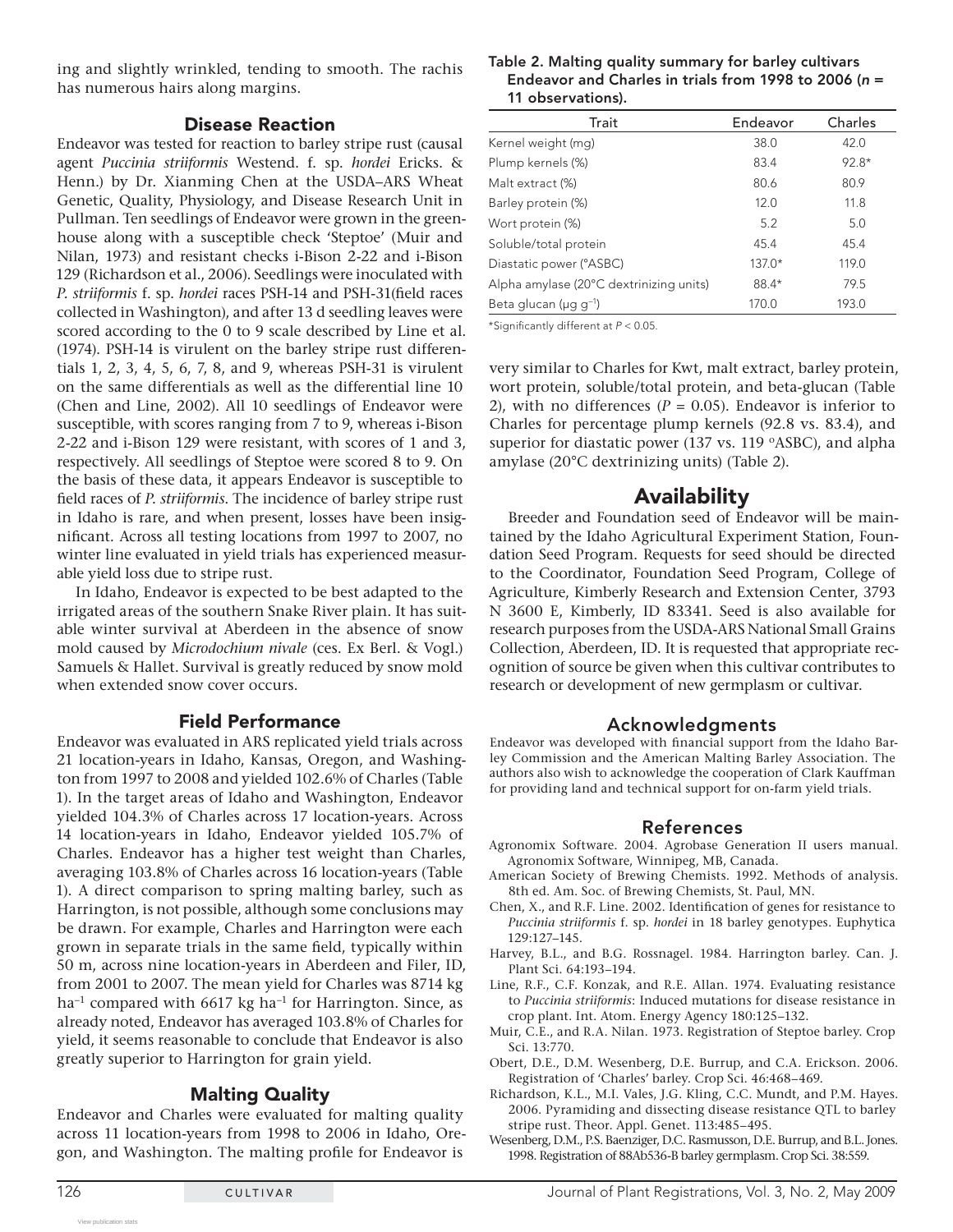ing and slightly wrinkled, tending to smooth. The rachis has numerous hairs along margins.

## Disease Reaction

Endeavor was tested for reaction to barley stripe rust (causal agent *Puccinia striiformis* Westend. f. sp. *hordei* Ericks. & Henn.) by Dr. Xianming Chen at the USDA–ARS Wheat Genetic, Quality, Physiology, and Disease Research Unit in Pullman. Ten seedlings of Endeavor were grown in the greenhouse along with a susceptible check 'Steptoe' (Muir and Nilan, 1973) and resistant checks i-Bison 2-22 and i-Bison 129 (Richardson et al., 2006). Seedlings were inoculated with *P. striiformis* f. sp. *hordei* races PSH-14 and PSH-31(field races collected in Washington), and after 13 d seedling leaves were scored according to the 0 to 9 scale described by Line et al. (1974). PSH-14 is virulent on the barley stripe rust differentials 1, 2, 3, 4, 5, 6, 7, 8, and 9, whereas PSH-31 is virulent on the same differentials as well as the differential line 10 (Chen and Line, 2002). All 10 seedlings of Endeavor were susceptible, with scores ranging from 7 to 9, whereas i-Bison 2-22 and i-Bison 129 were resistant, with scores of 1 and 3, respectively. All seedlings of Steptoe were scored 8 to 9. On the basis of these data, it appears Endeavor is susceptible to field races of *P. striiformis*. The incidence of barley stripe rust in Idaho is rare, and when present, losses have been insignificant. Across all testing locations from 1997 to 2007, no winter line evaluated in yield trials has experienced measurable yield loss due to stripe rust.

In Idaho, Endeavor is expected to be best adapted to the irrigated areas of the southern Snake River plain. It has suitable winter survival at Aberdeen in the absence of snow mold caused by *Microdochium nivale* (ces. Ex Berl. & Vogl.) Samuels & Hallet. Survival is greatly reduced by snow mold when extended snow cover occurs.

## Field Performance

Endeavor was evaluated in ARS replicated yield trials across 21 location-years in Idaho, Kansas, Oregon, and Washington from 1997 to 2008 and yielded 102.6% of Charles (Table 1). In the target areas of Idaho and Washington, Endeavor yielded 104.3% of Charles across 17 location-years. Across 14 location-years in Idaho, Endeavor yielded 105.7% of Charles. Endeavor has a higher test weight than Charles, averaging 103.8% of Charles across 16 location-years (Table 1). A direct comparison to spring malting barley, such as Harrington, is not possible, although some conclusions may be drawn. For example, Charles and Harrington were each grown in separate trials in the same field, typically within 50 m, across nine location-years in Aberdeen and Filer, ID, from 2001 to 2007. The mean yield for Charles was 8714 kg ha$^{-1}$ compared with 6617 kg ha$^{-1}$ for Harrington. Since, as already noted, Endeavor has averaged 103.8% of Charles for yield, it seems reasonable to conclude that Endeavor is also greatly superior to Harrington for grain yield.

## Malting Quality

Endeavor and Charles were evaluated for malting quality across 11 location-years from 1998 to 2006 in Idaho, Oregon, and Washington. The malting profile for Endeavor is very similar to Charles for Kwt, malt extract, barley protein, wort protein, soluble/total protein, and beta-glucan (Table 2), with no differences ($P = 0.05$). Endeavor is inferior to Charles for percentage plump kernels (92.8 vs. 83.4), and superior for diastatic power (137 vs. 119 °ASBC), and alpha amylase (20°C dextrinizing units) (Table 2).

**Table 2. Malting quality summary for barley cultivars Endeavor and Charles in trials from 1998 to 2006 ($n$ = 11 observations).**

| Trait | Endeavor | Charles |
|---|---|---|
| Kernel weight (mg) | 38.0 | 42.0 |
| Plump kernels (%) | 83.4 | 92.8* |
| Malt extract (%) | 80.6 | 80.9 |
| Barley protein (%) | 12.0 | 11.8 |
| Wort protein (%) | 5.2 | 5.0 |
| Soluble/total protein | 45.4 | 45.4 |
| Diastatic power (°ASBC) | 137.0* | 119.0 |
| Alpha amylase (20°C dextrinizing units) | 88.4* | 79.5 |
| Beta glucan (μg g$^{-1}$) | 170.0 | 193.0 |

*Significantly different at $P < 0.05$.

## Availability

Breeder and Foundation seed of Endeavor will be maintained by the Idaho Agricultural Experiment Station, Foundation Seed Program. Requests for seed should be directed to the Coordinator, Foundation Seed Program, College of Agriculture, Kimberly Research and Extension Center, 3793 N 3600 E, Kimberly, ID 83341. Seed is also available for research purposes from the USDA-ARS National Small Grains Collection, Aberdeen, ID. It is requested that appropriate recognition of source be given when this cultivar contributes to research or development of new germplasm or cultivar.

## Acknowledgments

Endeavor was developed with financial support from the Idaho Barley Commission and the American Malting Barley Association. The authors also wish to acknowledge the cooperation of Clark Kauffman for providing land and technical support for on-farm yield trials.

## References

Agronomix Software. 2004. Agrobase Generation II users manual. Agronomix Software, Winnipeg, MB, Canada.

American Society of Brewing Chemists. 1992. Methods of analysis. 8th ed. Am. Soc. of Brewing Chemists, St. Paul, MN.

Chen, X., and R.F. Line. 2002. Identification of genes for resistance to *Puccinia striiformis* f. sp. *hordei* in 18 barley genotypes. Euphytica 129:127–145.

Harvey, B.L., and B.G. Rossnagel. 1984. Harrington barley. Can. J. Plant Sci. 64:193–194.

Line, R.F., C.F. Konzak, and R.E. Allan. 1974. Evaluating resistance to *Puccinia striiformis*: Induced mutations for disease resistance in crop plant. Int. Atom. Energy Agency 180:125–132.

Muir, C.E., and R.A. Nilan. 1973. Registration of Steptoe barley. Crop Sci. 13:770.

Obert, D.E., D.M. Wesenberg, D.E. Burrup, and C.A. Erickson. 2006. Registration of 'Charles' barley. Crop Sci. 46:468–469.

Richardson, K.L., M.I. Vales, J.G. Kling, C.C. Mundt, and P.M. Hayes. 2006. Pyramiding and dissecting disease resistance QTL to barley stripe rust. Theor. Appl. Genet. 113:485–495.

Wesenberg, D.M., P.S. Baenziger, D.C. Rasmusson, D.E. Burrup, and B.L. Jones. 1998. Registration of 88Ab536-B barley germplasm. Crop Sci. 38:559.